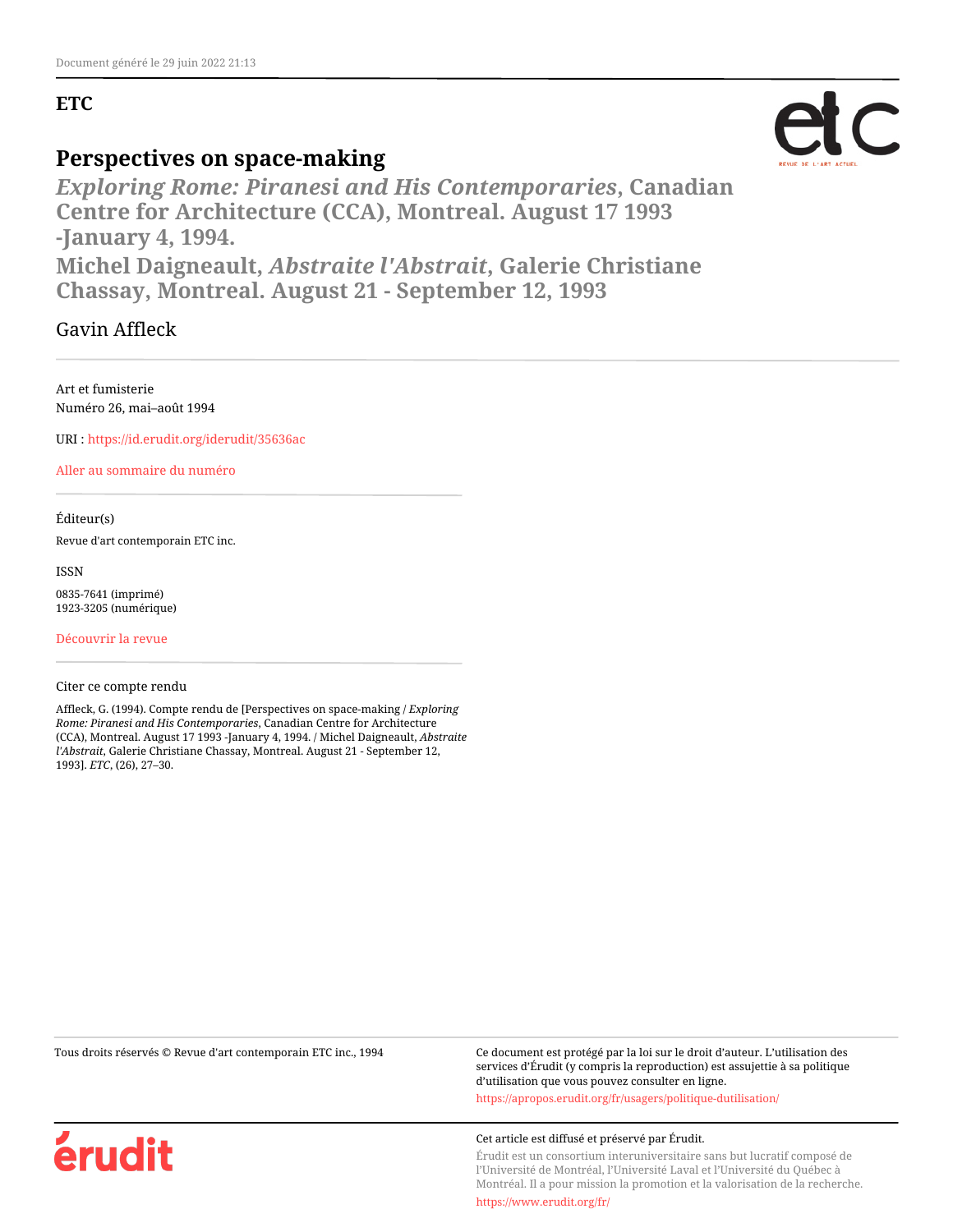Document généré le 29 juin 2022 21:13

**ETC**

# Perspectives on space-making

## *Exploring Rome: Piranesi and His Contemporaries*, Canadian Centre for Architecture (CCA), Montreal. August 17 1993 -January 4, 1994.

## Michel Daigneault, *Abstraite l'Abstrait*, Galerie Christiane Chassay, Montreal. August 21 - September 12, 1993

Gavin Affleck

---

Art et fumisterie
Numéro 26, mai–août 1994

URI : https://id.erudit.org/iderudit/35636ac

Aller au sommaire du numéro

---

Éditeur(s)

Revue d'art contemporain ETC inc.

ISSN

0835-7641 (imprimé)
1923-3205 (numérique)

Découvrir la revue

---

Citer ce compte rendu

Affleck, G. (1994). Compte rendu de [Perspectives on space-making / *Exploring Rome: Piranesi and His Contemporaries*, Canadian Centre for Architecture (CCA), Montreal. August 17 1993 -January 4, 1994. / Michel Daigneault, *Abstraite l'Abstrait*, Galerie Christiane Chassay, Montreal. August 21 - September 12, 1993]. *ETC*, (26), 27–30.

---

Tous droits réservés © Revue d'art contemporain ETC inc., 1994

Ce document est protégé par la loi sur le droit d'auteur. L'utilisation des services d'Érudit (y compris la reproduction) est assujettie à sa politique d'utilisation que vous pouvez consulter en ligne.

https://apropos.erudit.org/fr/usagers/politique-dutilisation/

Cet article est diffusé et préservé par Érudit.

Érudit est un consortium interuniversitaire sans but lucratif composé de l'Université de Montréal, l'Université Laval et l'Université du Québec à Montréal. Il a pour mission la promotion et la valorisation de la recherche.

https://www.erudit.org/fr/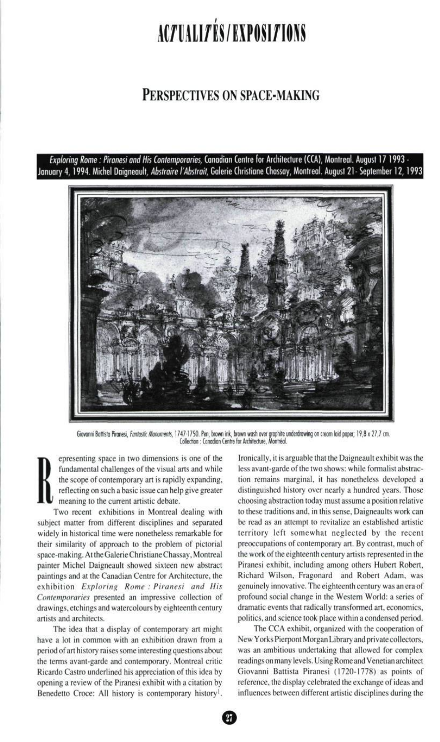# ACTUALITÉS/EXPOSITIONS

## PERSPECTIVES ON SPACE-MAKING

*Exploring Rome : Piranesi and His Contemporaries*, Canadian Centre for Architecture (CCA), Montreal. August 17 1993 - January 4, 1994. Michel Daigneault, *Abstraire l'Abstrait*, Galerie Christiane Chassay, Montreal. August 21- September 12, 1993

Giovanni Battista Piranesi, *Fantastic Monuments*, 1747-1750. Pen, brown ink, brown wash over graphite underdrawing on cream laid paper; 19,8 x 27,7 cm. Collection : Canadian Centre for Architecture, Montréal.

Representing space in two dimensions is one of the fundamental challenges of the visual arts and while the scope of contemporary art is rapidly expanding, reflecting on such a basic issue can help give greater meaning to the current artistic debate.

Two recent exhibitions in Montreal dealing with subject matter from different disciplines and separated widely in historical time were nonetheless remarkable for their similarity of approach to the problem of pictorial space-making. At the Galerie Christiane Chassay, Montreal painter Michel Daigneault showed sixteen new abstract paintings and at the Canadian Centre for Architecture, the exhibition *Exploring Rome : Piranesi and His Contemporaries* presented an impressive collection of drawings, etchings and watercolours by eighteenth century artists and architects.

The idea that a display of contemporary art might have a lot in common with an exhibition drawn from a period of art history raises some interesting questions about the terms avant-garde and contemporary. Montreal critic Ricardo Castro underlined his appreciation of this idea by opening a review of the Piranesi exhibit with a citation by Benedetto Croce: All history is contemporary history[1]. Ironically, it is arguable that the Daigneault exhibit was the less avant-garde of the two shows: while formalist abstraction remains marginal, it has nonetheless developed a distinguished history over nearly a hundred years. Those choosing abstraction today must assume a position relative to these traditions and, in this sense, Daigneaults work can be read as an attempt to revitalize an established artistic territory left somewhat neglected by the recent preoccupations of contemporary art. By contrast, much of the work of the eighteenth century artists represented in the Piranesi exhibit, including among others Hubert Robert, Richard Wilson, Fragonard and Robert Adam, was genuinely innovative. The eighteenth century was an era of profound social change in the Western World: a series of dramatic events that radically transformed art, economics, politics, and science took place within a condensed period.

The CCA exhibit, organized with the cooperation of New Yorks Pierpont Morgan Library and private collectors, was an ambitious undertaking that allowed for complex readings on many levels. Using Rome and Venetian architect Giovanni Battista Piranesi (1720-1778) as points of reference, the display celebrated the exchange of ideas and influences between different artistic disciplines during the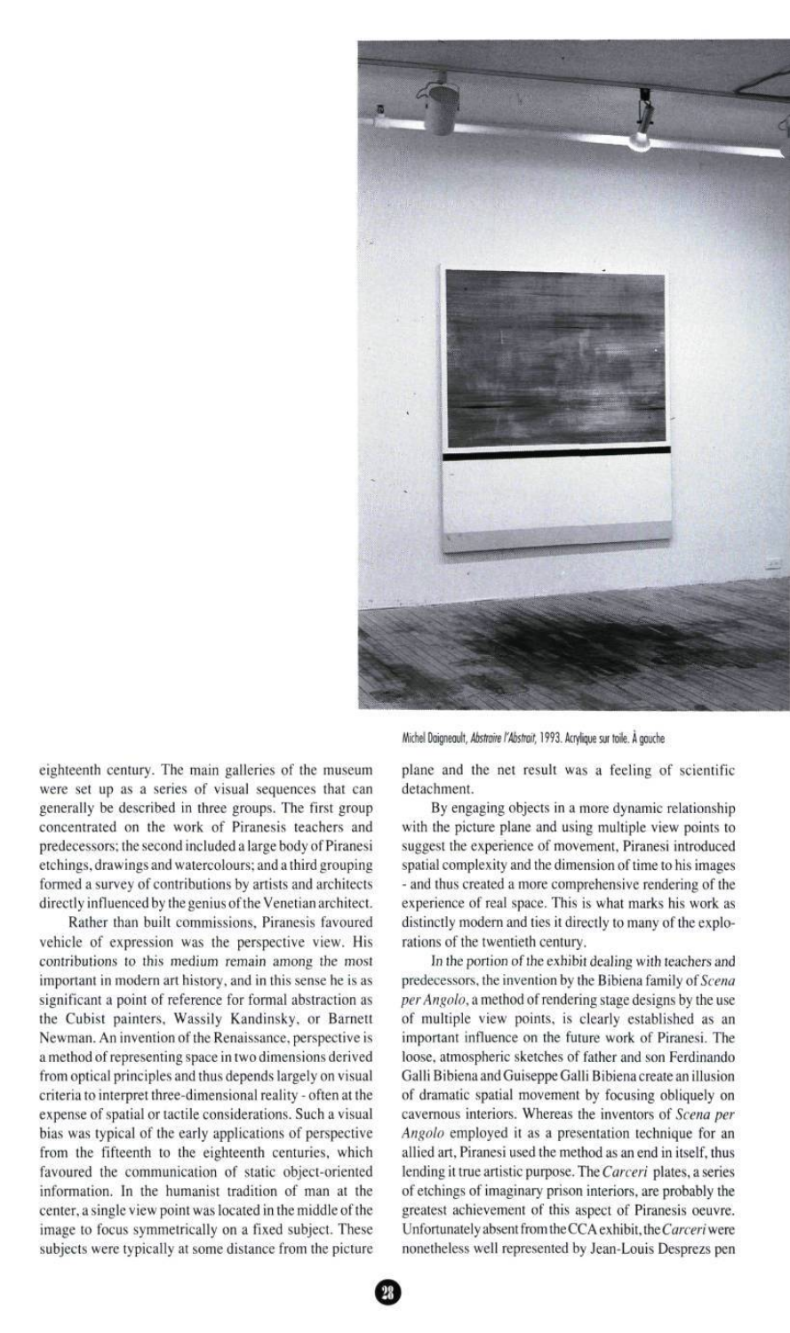Michel Daigneault, *Abstraire l'Abstrait*, 1993. Acrylique sur toile. À gauche

eighteenth century. The main galleries of the museum were set up as a series of visual sequences that can generally be described in three groups. The first group concentrated on the work of Piranesis teachers and predecessors; the second included a large body of Piranesi etchings, drawings and watercolours; and a third grouping formed a survey of contributions by artists and architects directly influenced by the genius of the Venetian architect.

Rather than built commissions, Piranesis favoured vehicle of expression was the perspective view. His contributions to this medium remain among the most important in modern art history, and in this sense he is as significant a point of reference for formal abstraction as the Cubist painters, Wassily Kandinsky, or Barnett Newman. An invention of the Renaissance, perspective is a method of representing space in two dimensions derived from optical principles and thus depends largely on visual criteria to interpret three-dimensional reality - often at the expense of spatial or tactile considerations. Such a visual bias was typical of the early applications of perspective from the fifteenth to the eighteenth centuries, which favoured the communication of static object-oriented information. In the humanist tradition of man at the center, a single view point was located in the middle of the image to focus symmetrically on a fixed subject. These subjects were typically at some distance from the picture plane and the net result was a feeling of scientific detachment.

By engaging objects in a more dynamic relationship with the picture plane and using multiple view points to suggest the experience of movement, Piranesi introduced spatial complexity and the dimension of time to his images - and thus created a more comprehensive rendering of the experience of real space. This is what marks his work as distinctly modern and ties it directly to many of the explorations of the twentieth century.

In the portion of the exhibit dealing with teachers and predecessors, the invention by the Bibiena family of *Scena per Angolo*, a method of rendering stage designs by the use of multiple view points, is clearly established as an important influence on the future work of Piranesi. The loose, atmospheric sketches of father and son Ferdinando Galli Bibiena and Guiseppe Galli Bibiena create an illusion of dramatic spatial movement by focusing obliquely on cavernous interiors. Whereas the inventors of *Scena per Angolo* employed it as a presentation technique for an allied art, Piranesi used the method as an end in itself, thus lending it true artistic purpose. The *Carceri* plates, a series of etchings of imaginary prison interiors, are probably the greatest achievement of this aspect of Piranesis oeuvre. Unfortunately absent from the CCA exhibit, the *Carceri* were nonetheless well represented by Jean-Louis Desprezs pen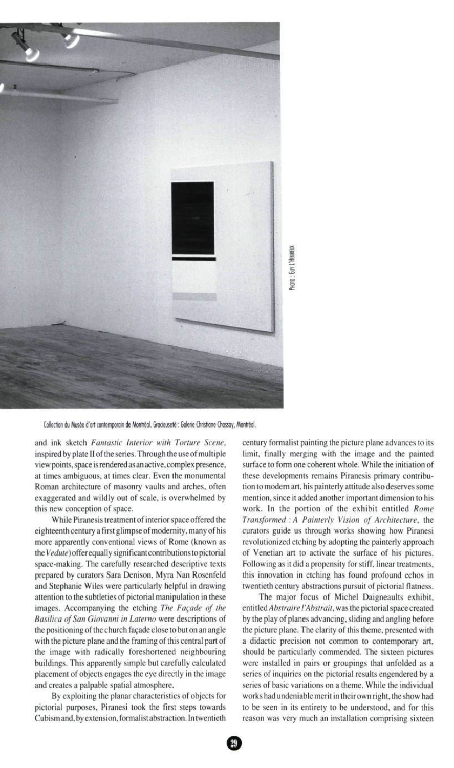Collection du Musée d'art contemporain de Montréal. Gracieuseté : Galerie Christiane Chassay, Montréal.

PHOTO : GUY L'HEUREUX

and ink sketch *Fantastic Interior with Torture Scene*, inspired by plate II of the series. Through the use of multiple view points, space is rendered as an active, complex presence, at times ambiguous, at times clear. Even the monumental Roman architecture of masonry vaults and arches, often exaggerated and wildly out of scale, is overwhelmed by this new conception of space.

While Piranesis treatment of interior space offered the eighteenth century a first glimpse of modernity, many of his more apparently conventional views of Rome (known as the *Vedute*) offer equally significant contributions to pictorial space-making. The carefully researched descriptive texts prepared by curators Sara Denison, Myra Nan Rosenfeld and Stephanie Wiles were particularly helpful in drawing attention to the subtleties of pictorial manipulation in these images. Accompanying the etching *The Façade of the Basilica of San Giovanni in Laterno* were descriptions of the positioning of the church façade close to but on an angle with the picture plane and the framing of this central part of the image with radically foreshortened neighbouring buildings. This apparently simple but carefully calculated placement of objects engages the eye directly in the image and creates a palpable spatial atmosphere.

By exploiting the planar characteristics of objects for pictorial purposes, Piranesi took the first steps towards Cubism and, by extension, formalist abstraction. In twentieth century formalist painting the picture plane advances to its limit, finally merging with the image and the painted surface to form one coherent whole. While the initiation of these developments remains Piranesis primary contribution to modern art, his painterly attitude also deserves some mention, since it added another important dimension to his work. In the portion of the exhibit entitled *Rome Transformed : A Painterly Vision of Architecture*, the curators guide us through works showing how Piranesi revolutionized etching by adopting the painterly approach of Venetian art to activate the surface of his pictures. Following as it did a propensity for stiff, linear treatments, this innovation in etching has found profound echos in twentieth century abstractions pursuit of pictorial flatness.

The major focus of Michel Daigneaults exhibit, entitled *Abstraire l'Abstrait*, was the pictorial space created by the play of planes advancing, sliding and angling before the picture plane. The clarity of this theme, presented with a didactic precision not common to contemporary art, should be particularly commended. The sixteen pictures were installed in pairs or groupings that unfolded as a series of inquiries on the pictorial results engendered by a series of basic variations on a theme. While the individual works had undeniable merit in their own right, the show had to be seen in its entirety to be understood, and for this reason was very much an installation comprising sixteen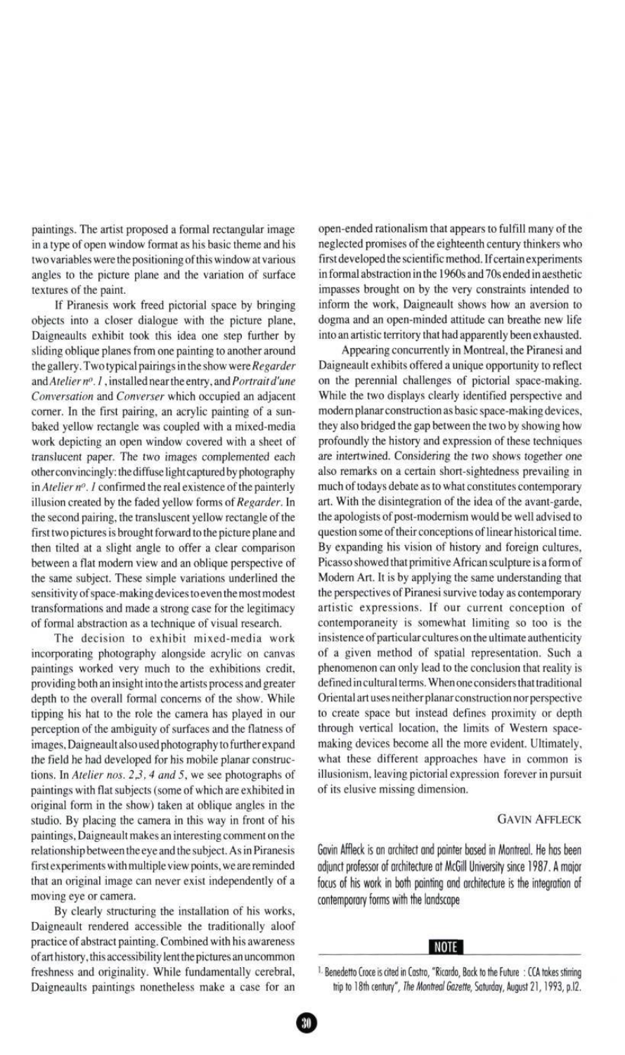paintings. The artist proposed a formal rectangular image in a type of open window format as his basic theme and his two variables were the positioning of this window at various angles to the picture plane and the variation of surface textures of the paint.

If Piranesis work freed pictorial space by bringing objects into a closer dialogue with the picture plane, Daigneaults exhibit took this idea one step further by sliding oblique planes from one painting to another around the gallery. Two typical pairings in the show were *Regarder* and *Atelier nº. 1*, installed near the entry, and *Portrait d'une Conversation* and *Converser* which occupied an adjacent corner. In the first pairing, an acrylic painting of a sun-baked yellow rectangle was coupled with a mixed-media work depicting an open window covered with a sheet of translucent paper. The two images complemented each other convincingly: the diffuse light captured by photography in *Atelier nº. 1* confirmed the real existence of the painterly illusion created by the faded yellow forms of *Regarder*. In the second pairing, the transluscent yellow rectangle of the first two pictures is brought forward to the picture plane and then tilted at a slight angle to offer a clear comparison between a flat modern view and an oblique perspective of the same subject. These simple variations underlined the sensitivity of space-making devices to even the most modest transformations and made a strong case for the legitimacy of formal abstraction as a technique of visual research.

The decision to exhibit mixed-media work incorporating photography alongside acrylic on canvas paintings worked very much to the exhibitions credit, providing both an insight into the artists process and greater depth to the overall formal concerns of the show. While tipping his hat to the role the camera has played in our perception of the ambiguity of surfaces and the flatness of images, Daigneault also used photography to further expand the field he had developed for his mobile planar constructions. In *Atelier nos. 2,3, 4 and 5*, we see photographs of paintings with flat subjects (some of which are exhibited in original form in the show) taken at oblique angles in the studio. By placing the camera in this way in front of his paintings, Daigneault makes an interesting comment on the relationship between the eye and the subject. As in Piranesis first experiments with multiple view points, we are reminded that an original image can never exist independently of a moving eye or camera.

By clearly structuring the installation of his works, Daigneault rendered accessible the traditionally aloof practice of abstract painting. Combined with his awareness of art history, this accessibility lent the pictures an uncommon freshness and originality. While fundamentally cerebral, Daigneaults paintings nonetheless make a case for an open-ended rationalism that appears to fulfill many of the neglected promises of the eighteenth century thinkers who first developed the scientific method. If certain experiments in formal abstraction in the 1960s and 70s ended in aesthetic impasses brought on by the very constraints intended to inform the work, Daigneault shows how an aversion to dogma and an open-minded attitude can breathe new life into an artistic territory that had apparently been exhausted.

Appearing concurrently in Montreal, the Piranesi and Daigneault exhibits offered a unique opportunity to reflect on the perennial challenges of pictorial space-making. While the two displays clearly identified perspective and modern planar construction as basic space-making devices, they also bridged the gap between the two by showing how profoundly the history and expression of these techniques are intertwined. Considering the two shows together one also remarks on a certain short-sightedness prevailing in much of todays debate as to what constitutes contemporary art. With the disintegration of the idea of the avant-garde, the apologists of post-modernism would be well advised to question some of their conceptions of linear historical time. By expanding his vision of history and foreign cultures, Picasso showed that primitive African sculpture is a form of Modern Art. It is by applying the same understanding that the perspectives of Piranesi survive today as contemporary artistic expressions. If our current conception of contemporaneity is somewhat limiting so too is the insistence of particular cultures on the ultimate authenticity of a given method of spatial representation. Such a phenomenon can only lead to the conclusion that reality is defined in cultural terms. When one considers that traditional Oriental art uses neither planar construction nor perspective to create space but instead defines proximity or depth through vertical location, the limits of Western space-making devices become all the more evident. Ultimately, what these different approaches have in common is illusionism, leaving pictorial expression forever in pursuit of its elusive missing dimension.

GAVIN AFFLECK

Gavin Affleck is an architect and painter based in Montreal. He has been adjunct professor of architecture at McGill University since 1987. A major focus of his work in both painting and architecture is the integration of contemporary forms with the landscape

**NOTE**

1. Benedetto Croce is cited in Castro, "Ricardo, Back to the Future : CCA takes stirring trip to 18th century", *The Montreal Gazette*, Saturday, August 21, 1993, p.12.